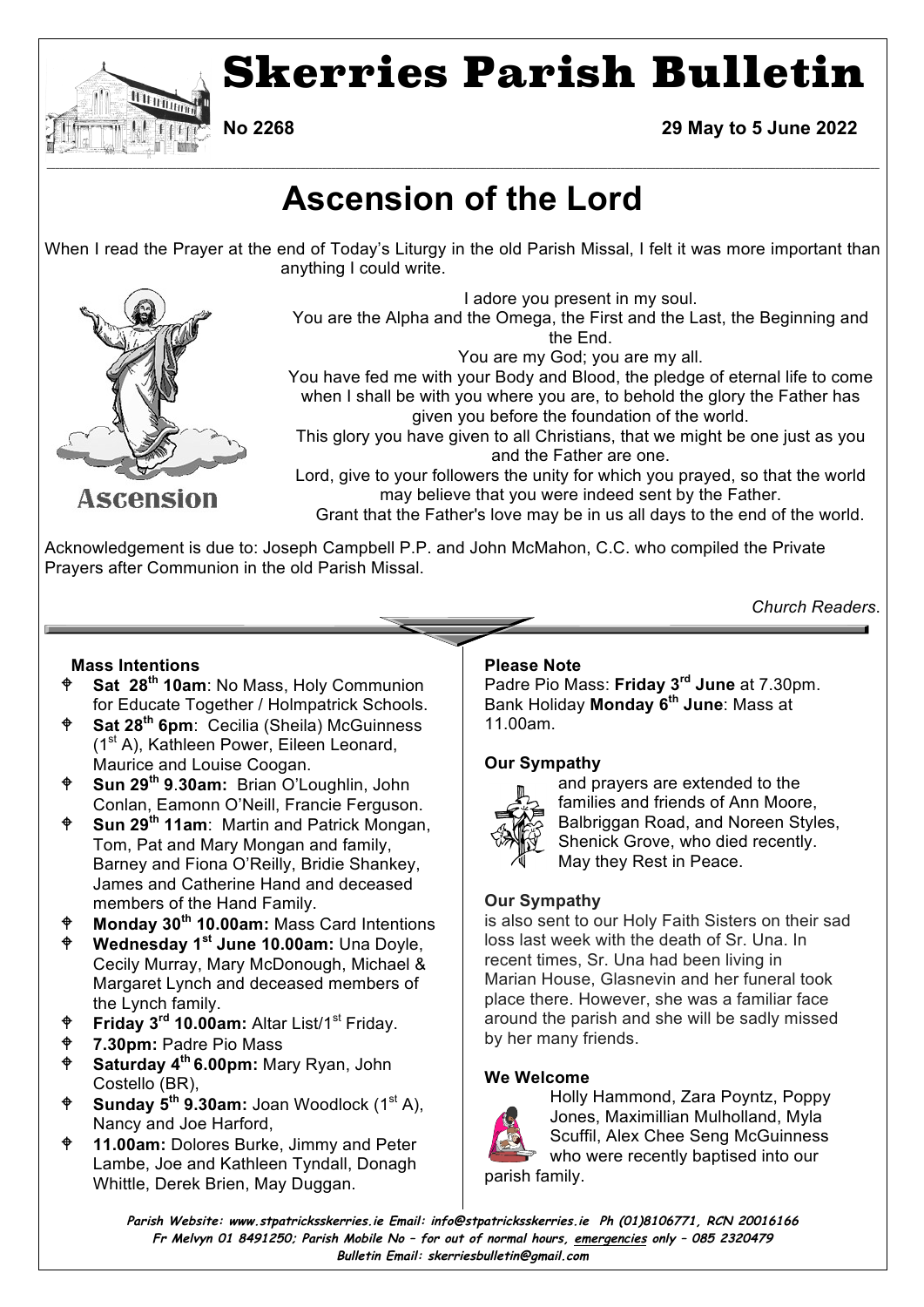# Skerries Parish Bulletin

**No 2268** **29 May to 5 June 2022**

## Ascension of the Lord

When I read the Prayer at the end of Today's Liturgy in the old Parish Missal, I felt it was more important than anything I could write.

Ascension

I adore you present in my soul.
You are the Alpha and the Omega, the First and the Last, the Beginning and the End.
You are my God; you are my all.
You have fed me with your Body and Blood, the pledge of eternal life to come when I shall be with you where you are, to behold the glory the Father has given you before the foundation of the world.
This glory you have given to all Christians, that we might be one just as you and the Father are one.
Lord, give to your followers the unity for which you prayed, so that the world may believe that you were indeed sent by the Father.
Grant that the Father's love may be in us all days to the end of the world.

Acknowledgement is due to: Joseph Campbell P.P. and John McMahon, C.C. who compiled the Private Prayers after Communion in the old Parish Missal.

*Church Readers.*

### Mass Intentions

- **Sat 28th 10am**: No Mass, Holy Communion for Educate Together / Holmpatrick Schools.
- **Sat 28th 6pm**: Cecilia (Sheila) McGuinness (1st A), Kathleen Power, Eileen Leonard, Maurice and Louise Coogan.
- **Sun 29th 9.30am:** Brian O'Loughlin, John Conlan, Eamonn O'Neill, Francie Ferguson.
- **Sun 29th 11am**: Martin and Patrick Mongan, Tom, Pat and Mary Mongan and family, Barney and Fiona O'Reilly, Bridie Shankey, James and Catherine Hand and deceased members of the Hand Family.
- **Monday 30th 10.00am:** Mass Card Intentions
- **Wednesday 1st June 10.00am:** Una Doyle, Cecily Murray, Mary McDonough, Michael & Margaret Lynch and deceased members of the Lynch family.
- **Friday 3rd 10.00am:** Altar List/1st Friday.
- **7.30pm:** Padre Pio Mass
- **Saturday 4th 6.00pm:** Mary Ryan, John Costello (BR),
- **Sunday 5th 9.30am:** Joan Woodlock (1st A), Nancy and Joe Harford,
- **11.00am:** Dolores Burke, Jimmy and Peter Lambe, Joe and Kathleen Tyndall, Donagh Whittle, Derek Brien, May Duggan.

### Please Note

Padre Pio Mass: **Friday 3rd June** at 7.30pm.
Bank Holiday **Monday 6th June**: Mass at 11.00am.

### Our Sympathy

and prayers are extended to the families and friends of Ann Moore, Balbriggan Road, and Noreen Styles, Shenick Grove, who died recently. May they Rest in Peace.

### Our Sympathy

is also sent to our Holy Faith Sisters on their sad loss last week with the death of Sr. Una. In recent times, Sr. Una had been living in Marian House, Glasnevin and her funeral took place there. However, she was a familiar face around the parish and she will be sadly missed by her many friends.

### We Welcome

Holly Hammond, Zara Poyntz, Poppy Jones, Maximillian Mulholland, Myla Scuffil, Alex Chee Seng McGuinness who were recently baptised into our parish family.

*Parish Website: www.stpatricksskerries.ie Email: info@stpatricksskerries.ie Ph (01)8106771, RCN 20016166*
*Fr Melvyn 01 8491250; Parish Mobile No – for out of normal hours, emergencies only – 085 2320479*
*Bulletin Email: skerriesbulletin@gmail.com*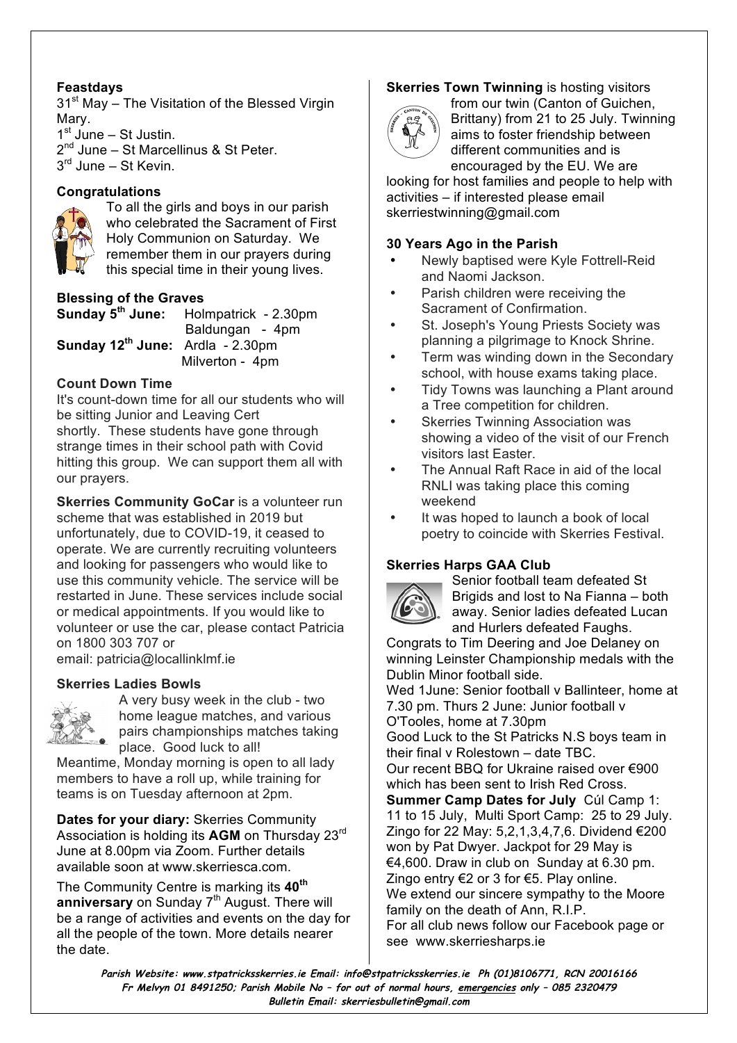### Feastdays

31st May – The Visitation of the Blessed Virgin Mary.
1st June – St Justin.
2nd June – St Marcellinus & St Peter.
3rd June – St Kevin.

### Congratulations

To all the girls and boys in our parish who celebrated the Sacrament of First Holy Communion on Saturday. We remember them in our prayers during this special time in their young lives.

### Blessing of the Graves

**Sunday 5th June:** Holmpatrick - 2.30pm
Baldungan - 4pm
**Sunday 12th June:** Ardla - 2.30pm
Milverton - 4pm

### Count Down Time

It's count-down time for all our students who will be sitting Junior and Leaving Cert shortly. These students have gone through strange times in their school path with Covid hitting this group. We can support them all with our prayers.

**Skerries Community GoCar** is a volunteer run scheme that was established in 2019 but unfortunately, due to COVID-19, it ceased to operate. We are currently recruiting volunteers and looking for passengers who would like to use this community vehicle. The service will be restarted in June. These services include social or medical appointments. If you would like to volunteer or use the car, please contact Patricia on 1800 303 707 or
email: patricia@locallinklmf.ie

### Skerries Ladies Bowls

A very busy week in the club - two home league matches, and various pairs championships matches taking place. Good luck to all!
Meantime, Monday morning is open to all lady members to have a roll up, while training for teams is on Tuesday afternoon at 2pm.

**Dates for your diary:** Skerries Community Association is holding its **AGM** on Thursday 23rd June at 8.00pm via Zoom. Further details available soon at www.skerriesca.com.

The Community Centre is marking its **40th anniversary** on Sunday 7th August. There will be a range of activities and events on the day for all the people of the town. More details nearer the date.

**Skerries Town Twinning** is hosting visitors from our twin (Canton of Guichen, Brittany) from 21 to 25 July. Twinning aims to foster friendship between different communities and is encouraged by the EU. We are looking for host families and people to help with activities – if interested please email skerriestwinning@gmail.com

### 30 Years Ago in the Parish

- Newly baptised were Kyle Fottrell-Reid and Naomi Jackson.
- Parish children were receiving the Sacrament of Confirmation.
- St. Joseph's Young Priests Society was planning a pilgrimage to Knock Shrine.
- Term was winding down in the Secondary school, with house exams taking place.
- Tidy Towns was launching a Plant around a Tree competition for children.
- Skerries Twinning Association was showing a video of the visit of our French visitors last Easter.
- The Annual Raft Race in aid of the local RNLI was taking place this coming weekend
- It was hoped to launch a book of local poetry to coincide with Skerries Festival.

### Skerries Harps GAA Club

Senior football team defeated St Brigids and lost to Na Fianna – both away. Senior ladies defeated Lucan and Hurlers defeated Faughs.
Congrats to Tim Deering and Joe Delaney on winning Leinster Championship medals with the Dublin Minor football side.
Wed 1June: Senior football v Ballinteer, home at 7.30 pm. Thurs 2 June: Junior football v O'Tooles, home at 7.30pm
Good Luck to the St Patricks N.S boys team in their final v Rolestown – date TBC.
Our recent BBQ for Ukraine raised over €900 which has been sent to Irish Red Cross.
**Summer Camp Dates for July** Cúl Camp 1: 11 to 15 July, Multi Sport Camp: 25 to 29 July.
Zingo for 22 May: 5,2,1,3,4,7,6. Dividend €200 won by Pat Dwyer. Jackpot for 29 May is €4,600. Draw in club on Sunday at 6.30 pm. Zingo entry €2 or 3 for €5. Play online.
We extend our sincere sympathy to the Moore family on the death of Ann, R.I.P.
For all club news follow our Facebook page or see www.skerriesharps.ie

*Parish Website: www.stpatricksskerries.ie Email: info@stpatricksskerries.ie Ph (01)8106771, RCN 20016166*
*Fr Melvyn 01 8491250; Parish Mobile No – for out of normal hours, emergencies only – 085 2320479*
*Bulletin Email: skerriesbulletin@gmail.com*